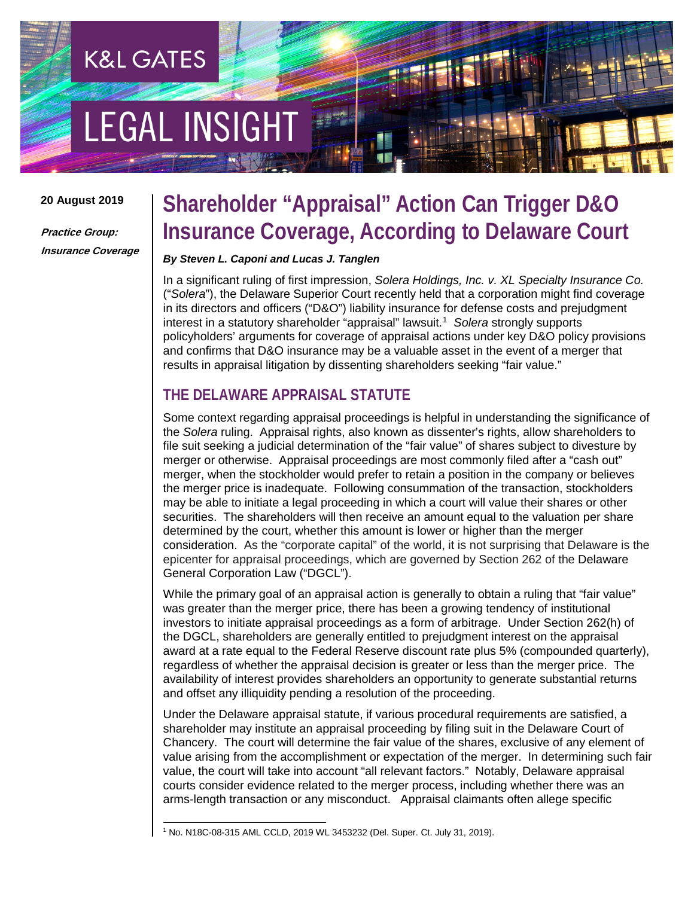K&L GATES

LEGAL INSIGHT

20 August 2019

***Practice Group:***
***Insurance Coverage***

# Shareholder "Appraisal" Action Can Trigger D&O Insurance Coverage, According to Delaware Court

***By Steven L. Caponi and Lucas J. Tanglen***

In a significant ruling of first impression, *Solera Holdings, Inc. v. XL Specialty Insurance Co.* ("*Solera*"), the Delaware Superior Court recently held that a corporation might find coverage in its directors and officers ("D&O") liability insurance for defense costs and prejudgment interest in a statutory shareholder "appraisal" lawsuit.[1] *Solera* strongly supports policyholders' arguments for coverage of appraisal actions under key D&O policy provisions and confirms that D&O insurance may be a valuable asset in the event of a merger that results in appraisal litigation by dissenting shareholders seeking "fair value."

## THE DELAWARE APPRAISAL STATUTE

Some context regarding appraisal proceedings is helpful in understanding the significance of the *Solera* ruling. Appraisal rights, also known as dissenter's rights, allow shareholders to file suit seeking a judicial determination of the "fair value" of shares subject to divesture by merger or otherwise. Appraisal proceedings are most commonly filed after a "cash out" merger, when the stockholder would prefer to retain a position in the company or believes the merger price is inadequate. Following consummation of the transaction, stockholders may be able to initiate a legal proceeding in which a court will value their shares or other securities. The shareholders will then receive an amount equal to the valuation per share determined by the court, whether this amount is lower or higher than the merger consideration. As the "corporate capital" of the world, it is not surprising that Delaware is the epicenter for appraisal proceedings, which are governed by Section 262 of the Delaware General Corporation Law ("DGCL").

While the primary goal of an appraisal action is generally to obtain a ruling that "fair value" was greater than the merger price, there has been a growing tendency of institutional investors to initiate appraisal proceedings as a form of arbitrage. Under Section 262(h) of the DGCL, shareholders are generally entitled to prejudgment interest on the appraisal award at a rate equal to the Federal Reserve discount rate plus 5% (compounded quarterly), regardless of whether the appraisal decision is greater or less than the merger price. The availability of interest provides shareholders an opportunity to generate substantial returns and offset any illiquidity pending a resolution of the proceeding.

Under the Delaware appraisal statute, if various procedural requirements are satisfied, a shareholder may institute an appraisal proceeding by filing suit in the Delaware Court of Chancery. The court will determine the fair value of the shares, exclusive of any element of value arising from the accomplishment or expectation of the merger. In determining such fair value, the court will take into account "all relevant factors." Notably, Delaware appraisal courts consider evidence related to the merger process, including whether there was an arms-length transaction or any misconduct. Appraisal claimants often allege specific

[1] No. N18C-08-315 AML CCLD, 2019 WL 3453232 (Del. Super. Ct. July 31, 2019).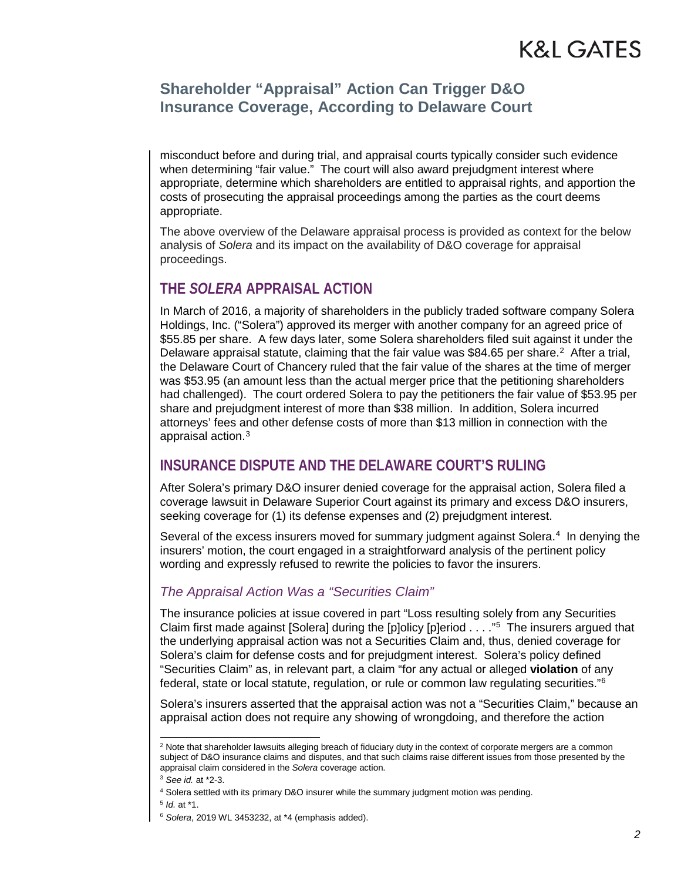misconduct before and during trial, and appraisal courts typically consider such evidence when determining "fair value." The court will also award prejudgment interest where appropriate, determine which shareholders are entitled to appraisal rights, and apportion the costs of prosecuting the appraisal proceedings among the parties as the court deems appropriate.

The above overview of the Delaware appraisal process is provided as context for the below analysis of *Solera* and its impact on the availability of D&O coverage for appraisal proceedings.

## THE *SOLERA* APPRAISAL ACTION

In March of 2016, a majority of shareholders in the publicly traded software company Solera Holdings, Inc. ("Solera") approved its merger with another company for an agreed price of $55.85 per share. A few days later, some Solera shareholders filed suit against it under the Delaware appraisal statute, claiming that the fair value was $84.65 per share.[2] After a trial, the Delaware Court of Chancery ruled that the fair value of the shares at the time of merger was $53.95 (an amount less than the actual merger price that the petitioning shareholders had challenged). The court ordered Solera to pay the petitioners the fair value of $53.95 per share and prejudgment interest of more than $38 million. In addition, Solera incurred attorneys' fees and other defense costs of more than $13 million in connection with the appraisal action.[3]

## INSURANCE DISPUTE AND THE DELAWARE COURT'S RULING

After Solera's primary D&O insurer denied coverage for the appraisal action, Solera filed a coverage lawsuit in Delaware Superior Court against its primary and excess D&O insurers, seeking coverage for (1) its defense expenses and (2) prejudgment interest.

Several of the excess insurers moved for summary judgment against Solera.[4] In denying the insurers' motion, the court engaged in a straightforward analysis of the pertinent policy wording and expressly refused to rewrite the policies to favor the insurers.

### *The Appraisal Action Was a "Securities Claim"*

The insurance policies at issue covered in part "Loss resulting solely from any Securities Claim first made against [Solera] during the [p]olicy [p]eriod . . . ."[5] The insurers argued that the underlying appraisal action was not a Securities Claim and, thus, denied coverage for Solera's claim for defense costs and for prejudgment interest. Solera's policy defined "Securities Claim" as, in relevant part, a claim "for any actual or alleged **violation** of any federal, state or local statute, regulation, or rule or common law regulating securities."[6]

Solera's insurers asserted that the appraisal action was not a "Securities Claim," because an appraisal action does not require any showing of wrongdoing, and therefore the action

---

[2] Note that shareholder lawsuits alleging breach of fiduciary duty in the context of corporate mergers are a common subject of D&O insurance claims and disputes, and that such claims raise different issues from those presented by the appraisal claim considered in the *Solera* coverage action.

[3] *See id.* at *2-3.

[4] Solera settled with its primary D&O insurer while the summary judgment motion was pending.

[5] *Id.* at *1.

[6] *Solera*, 2019 WL 3453232, at *4 (emphasis added).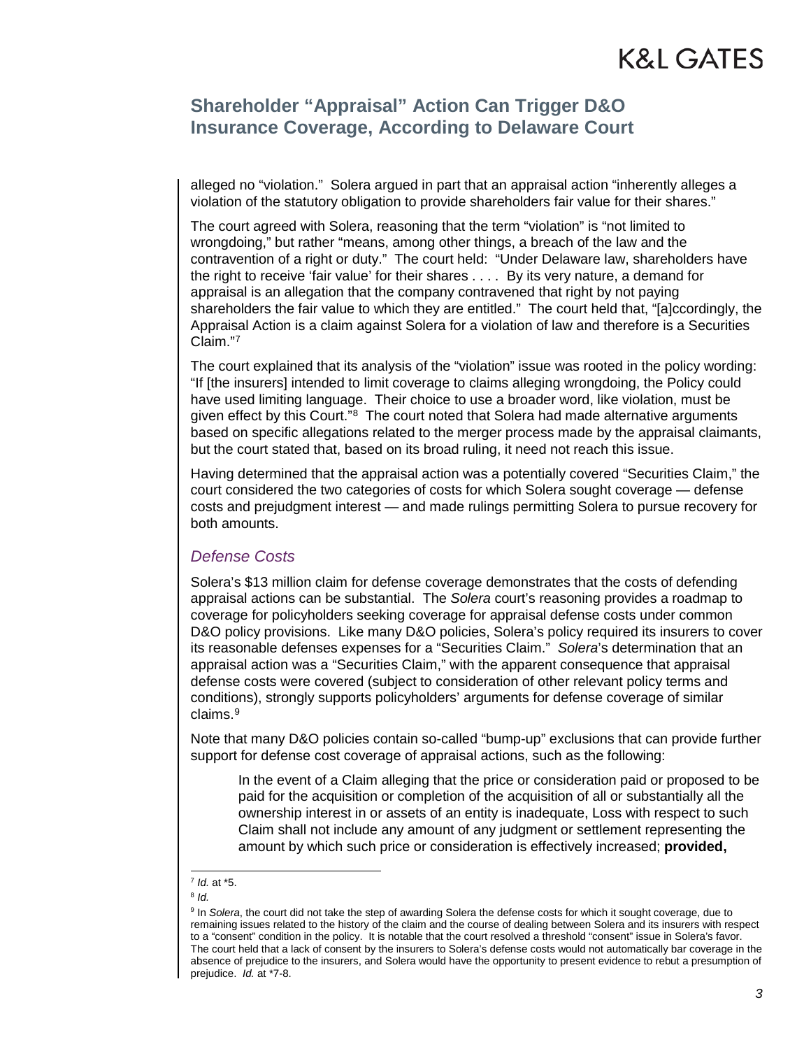alleged no "violation." Solera argued in part that an appraisal action "inherently alleges a violation of the statutory obligation to provide shareholders fair value for their shares."

The court agreed with Solera, reasoning that the term "violation" is "not limited to wrongdoing," but rather "means, among other things, a breach of the law and the contravention of a right or duty." The court held: "Under Delaware law, shareholders have the right to receive 'fair value' for their shares . . . . By its very nature, a demand for appraisal is an allegation that the company contravened that right by not paying shareholders the fair value to which they are entitled." The court held that, "[a]ccordingly, the Appraisal Action is a claim against Solera for a violation of law and therefore is a Securities Claim."[7]

The court explained that its analysis of the "violation" issue was rooted in the policy wording: "If [the insurers] intended to limit coverage to claims alleging wrongdoing, the Policy could have used limiting language. Their choice to use a broader word, like violation, must be given effect by this Court."[8] The court noted that Solera had made alternative arguments based on specific allegations related to the merger process made by the appraisal claimants, but the court stated that, based on its broad ruling, it need not reach this issue.

Having determined that the appraisal action was a potentially covered "Securities Claim," the court considered the two categories of costs for which Solera sought coverage — defense costs and prejudgment interest — and made rulings permitting Solera to pursue recovery for both amounts.

### *Defense Costs*

Solera's $13 million claim for defense coverage demonstrates that the costs of defending appraisal actions can be substantial. The *Solera* court's reasoning provides a roadmap to coverage for policyholders seeking coverage for appraisal defense costs under common D&O policy provisions. Like many D&O policies, Solera's policy required its insurers to cover its reasonable defenses expenses for a "Securities Claim." *Solera*'s determination that an appraisal action was a "Securities Claim," with the apparent consequence that appraisal defense costs were covered (subject to consideration of other relevant policy terms and conditions), strongly supports policyholders' arguments for defense coverage of similar claims.[9]

Note that many D&O policies contain so-called "bump-up" exclusions that can provide further support for defense cost coverage of appraisal actions, such as the following:

> In the event of a Claim alleging that the price or consideration paid or proposed to be paid for the acquisition or completion of the acquisition of all or substantially all the ownership interest in or assets of an entity is inadequate, Loss with respect to such Claim shall not include any amount of any judgment or settlement representing the amount by which such price or consideration is effectively increased; **provided,**

---

[7] *Id.* at *5.

[8] *Id.*

[9] In *Solera*, the court did not take the step of awarding Solera the defense costs for which it sought coverage, due to remaining issues related to the history of the claim and the course of dealing between Solera and its insurers with respect to a "consent" condition in the policy. It is notable that the court resolved a threshold "consent" issue in Solera's favor. The court held that a lack of consent by the insurers to Solera's defense costs would not automatically bar coverage in the absence of prejudice to the insurers, and Solera would have the opportunity to present evidence to rebut a presumption of prejudice. *Id.* at *7-8.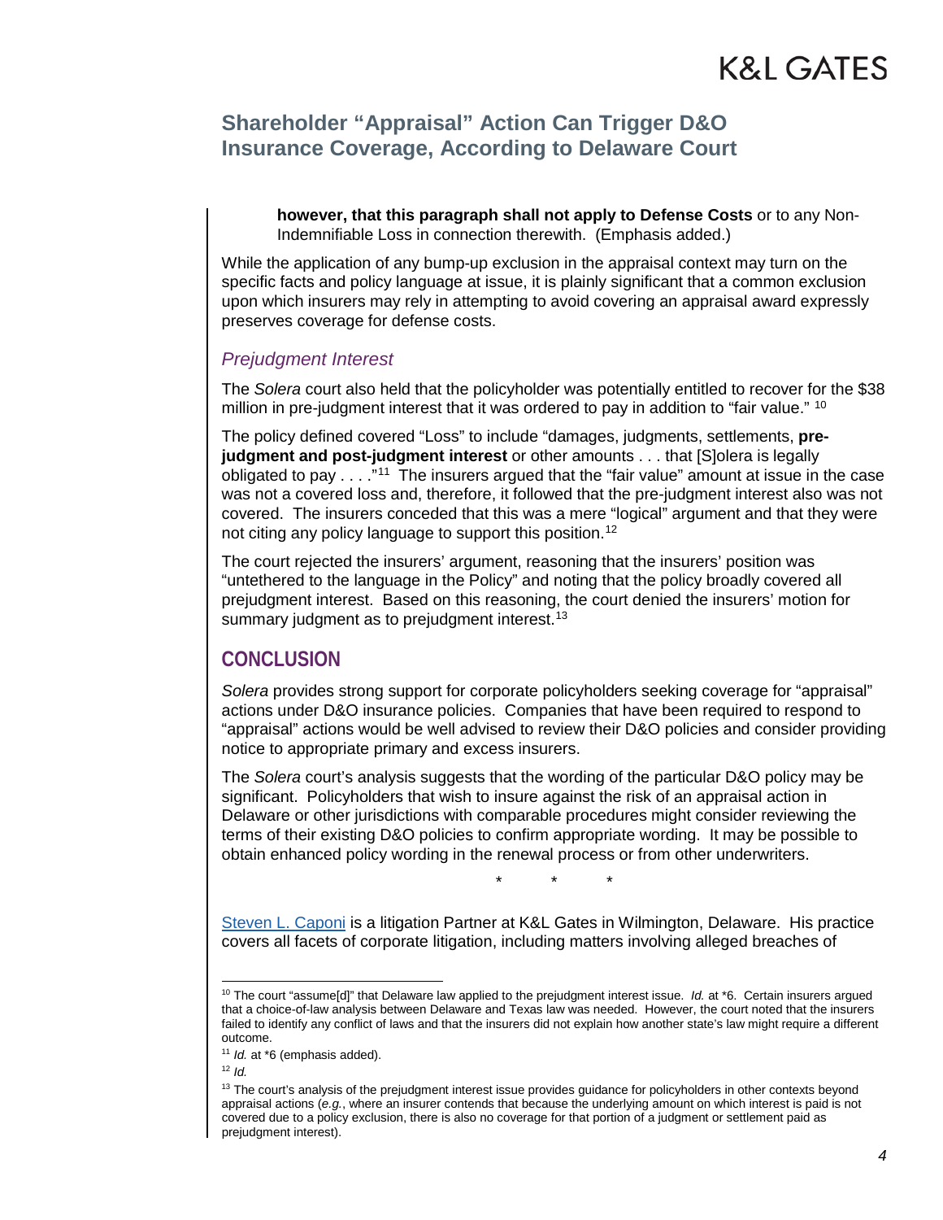> **however, that this paragraph shall not apply to Defense Costs** or to any Non-Indemnifiable Loss in connection therewith. (Emphasis added.)

While the application of any bump-up exclusion in the appraisal context may turn on the specific facts and policy language at issue, it is plainly significant that a common exclusion upon which insurers may rely in attempting to avoid covering an appraisal award expressly preserves coverage for defense costs.

### *Prejudgment Interest*

The *Solera* court also held that the policyholder was potentially entitled to recover for the $38 million in pre-judgment interest that it was ordered to pay in addition to "fair value." [10]

The policy defined covered "Loss" to include "damages, judgments, settlements, **pre-judgment and post-judgment interest** or other amounts . . . that [S]olera is legally obligated to pay . . . ."[11] The insurers argued that the "fair value" amount at issue in the case was not a covered loss and, therefore, it followed that the pre-judgment interest also was not covered. The insurers conceded that this was a mere "logical" argument and that they were not citing any policy language to support this position.[12]

The court rejected the insurers' argument, reasoning that the insurers' position was "untethered to the language in the Policy" and noting that the policy broadly covered all prejudgment interest. Based on this reasoning, the court denied the insurers' motion for summary judgment as to prejudgment interest.[13]

## CONCLUSION

*Solera* provides strong support for corporate policyholders seeking coverage for "appraisal" actions under D&O insurance policies. Companies that have been required to respond to "appraisal" actions would be well advised to review their D&O policies and consider providing notice to appropriate primary and excess insurers.

The *Solera* court's analysis suggests that the wording of the particular D&O policy may be significant. Policyholders that wish to insure against the risk of an appraisal action in Delaware or other jurisdictions with comparable procedures might consider reviewing the terms of their existing D&O policies to confirm appropriate wording. It may be possible to obtain enhanced policy wording in the renewal process or from other underwriters.

\* \* \*

Steven L. Caponi is a litigation Partner at K&L Gates in Wilmington, Delaware. His practice covers all facets of corporate litigation, including matters involving alleged breaches of

---

[10] The court "assume[d]" that Delaware law applied to the prejudgment interest issue. *Id.* at *6. Certain insurers argued that a choice-of-law analysis between Delaware and Texas law was needed. However, the court noted that the insurers failed to identify any conflict of laws and that the insurers did not explain how another state's law might require a different outcome.

[11] *Id.* at *6 (emphasis added).

[12] *Id.*

[13] The court's analysis of the prejudgment interest issue provides guidance for policyholders in other contexts beyond appraisal actions (*e.g.*, where an insurer contends that because the underlying amount on which interest is paid is not covered due to a policy exclusion, there is also no coverage for that portion of a judgment or settlement paid as prejudgment interest).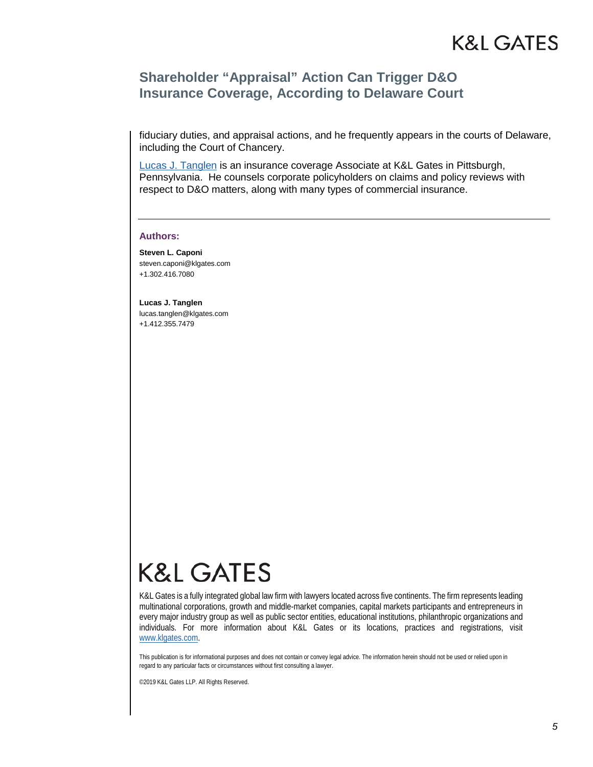fiduciary duties, and appraisal actions, and he frequently appears in the courts of Delaware, including the Court of Chancery.

Lucas J. Tanglen is an insurance coverage Associate at K&L Gates in Pittsburgh, Pennsylvania. He counsels corporate policyholders on claims and policy reviews with respect to D&O matters, along with many types of commercial insurance.

---

**Authors:**

**Steven L. Caponi**
steven.caponi@klgates.com
+1.302.416.7080

**Lucas J. Tanglen**
lucas.tanglen@klgates.com
+1.412.355.7479

# K&L GATES

K&L Gates is a fully integrated global law firm with lawyers located across five continents. The firm represents leading multinational corporations, growth and middle-market companies, capital markets participants and entrepreneurs in every major industry group as well as public sector entities, educational institutions, philanthropic organizations and individuals. For more information about K&L Gates or its locations, practices and registrations, visit www.klgates.com.

This publication is for informational purposes and does not contain or convey legal advice. The information herein should not be used or relied upon in regard to any particular facts or circumstances without first consulting a lawyer.

©2019 K&L Gates LLP. All Rights Reserved.